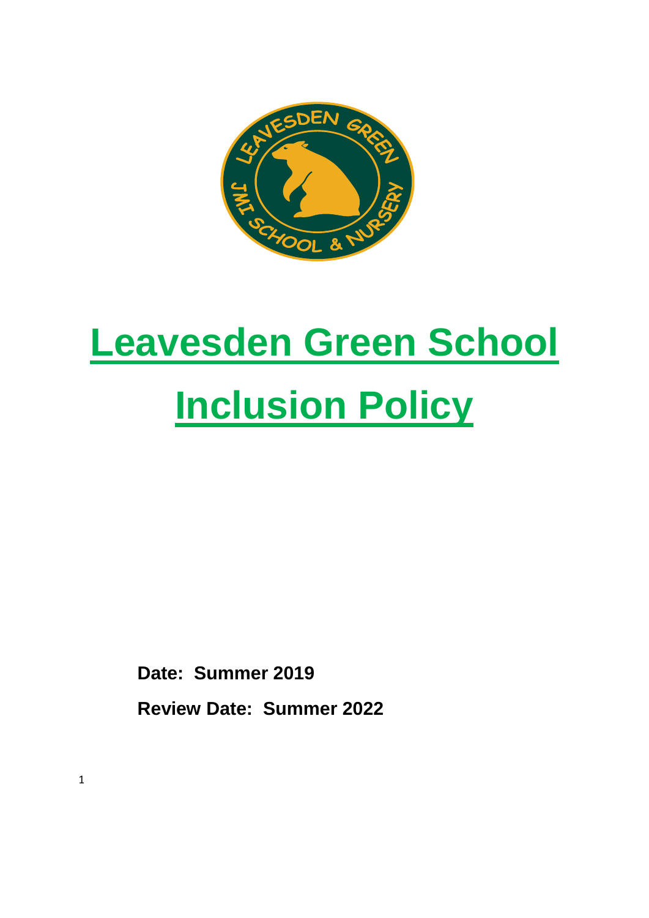# Leavesden Green School

# Inclusion Policy

**Date: Summer 2019**

**Review Date: Summer 2022**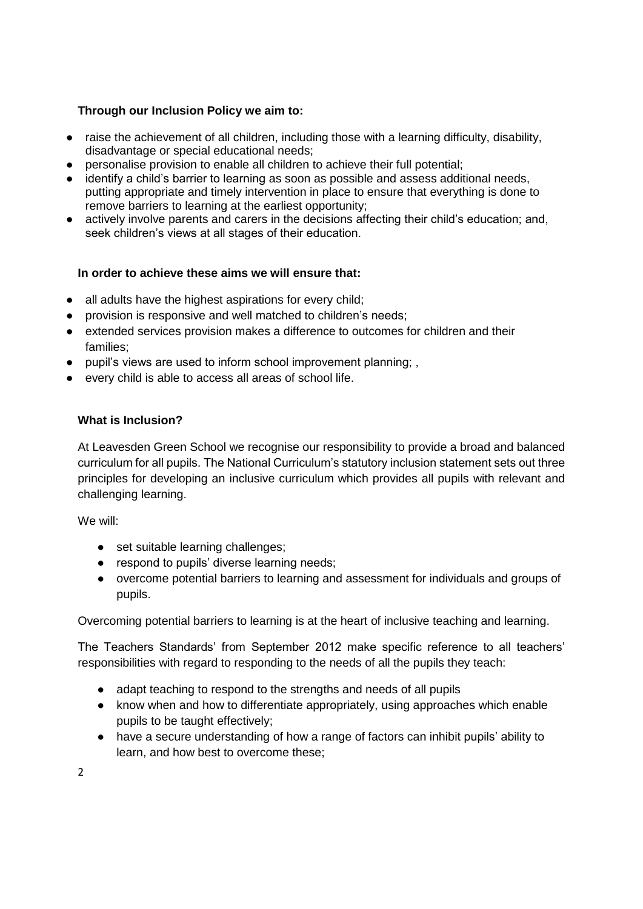**Through our Inclusion Policy we aim to:**

- raise the achievement of all children, including those with a learning difficulty, disability, disadvantage or special educational needs;
- personalise provision to enable all children to achieve their full potential;
- identify a child's barrier to learning as soon as possible and assess additional needs, putting appropriate and timely intervention in place to ensure that everything is done to remove barriers to learning at the earliest opportunity;
- actively involve parents and carers in the decisions affecting their child's education; and, seek children's views at all stages of their education.

**In order to achieve these aims we will ensure that:**

- all adults have the highest aspirations for every child;
- provision is responsive and well matched to children's needs;
- extended services provision makes a difference to outcomes for children and their families;
- pupil's views are used to inform school improvement planning; ,
- every child is able to access all areas of school life.

**What is Inclusion?**

At Leavesden Green School we recognise our responsibility to provide a broad and balanced curriculum for all pupils. The National Curriculum's statutory inclusion statement sets out three principles for developing an inclusive curriculum which provides all pupils with relevant and challenging learning.

We will:

- set suitable learning challenges;
- respond to pupils' diverse learning needs;
- overcome potential barriers to learning and assessment for individuals and groups of pupils.

Overcoming potential barriers to learning is at the heart of inclusive teaching and learning.

The Teachers Standards' from September 2012 make specific reference to all teachers' responsibilities with regard to responding to the needs of all the pupils they teach:

- adapt teaching to respond to the strengths and needs of all pupils
- know when and how to differentiate appropriately, using approaches which enable pupils to be taught effectively;
- have a secure understanding of how a range of factors can inhibit pupils' ability to learn, and how best to overcome these;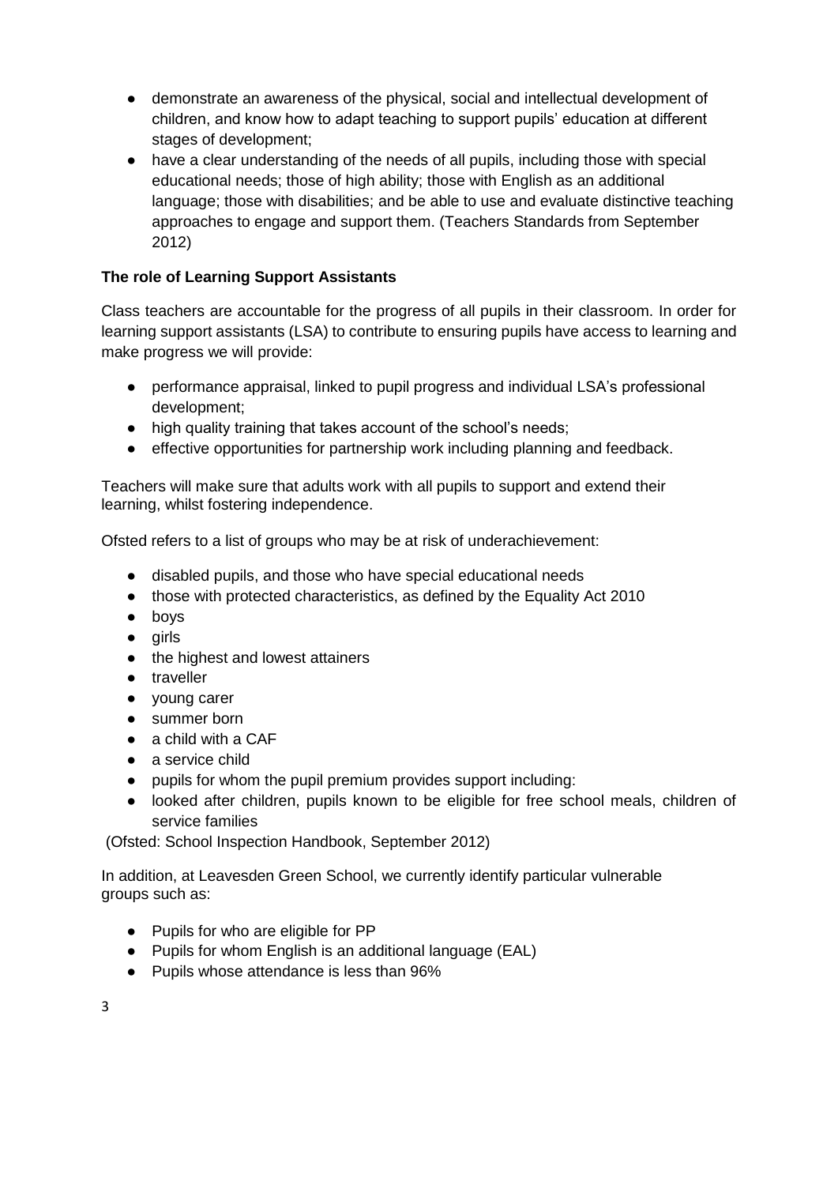- demonstrate an awareness of the physical, social and intellectual development of children, and know how to adapt teaching to support pupils' education at different stages of development;
- have a clear understanding of the needs of all pupils, including those with special educational needs; those of high ability; those with English as an additional language; those with disabilities; and be able to use and evaluate distinctive teaching approaches to engage and support them. (Teachers Standards from September 2012)

**The role of Learning Support Assistants**

Class teachers are accountable for the progress of all pupils in their classroom. In order for learning support assistants (LSA) to contribute to ensuring pupils have access to learning and make progress we will provide:

- performance appraisal, linked to pupil progress and individual LSA's professional development;
- high quality training that takes account of the school's needs;
- effective opportunities for partnership work including planning and feedback.

Teachers will make sure that adults work with all pupils to support and extend their learning, whilst fostering independence.

Ofsted refers to a list of groups who may be at risk of underachievement:

- disabled pupils, and those who have special educational needs
- those with protected characteristics, as defined by the Equality Act 2010
- boys
- girls
- the highest and lowest attainers
- traveller
- young carer
- summer born
- a child with a CAF
- a service child
- pupils for whom the pupil premium provides support including:
- looked after children, pupils known to be eligible for free school meals, children of service families

(Ofsted: School Inspection Handbook, September 2012)

In addition, at Leavesden Green School, we currently identify particular vulnerable groups such as:

- Pupils for who are eligible for PP
- Pupils for whom English is an additional language (EAL)
- Pupils whose attendance is less than 96%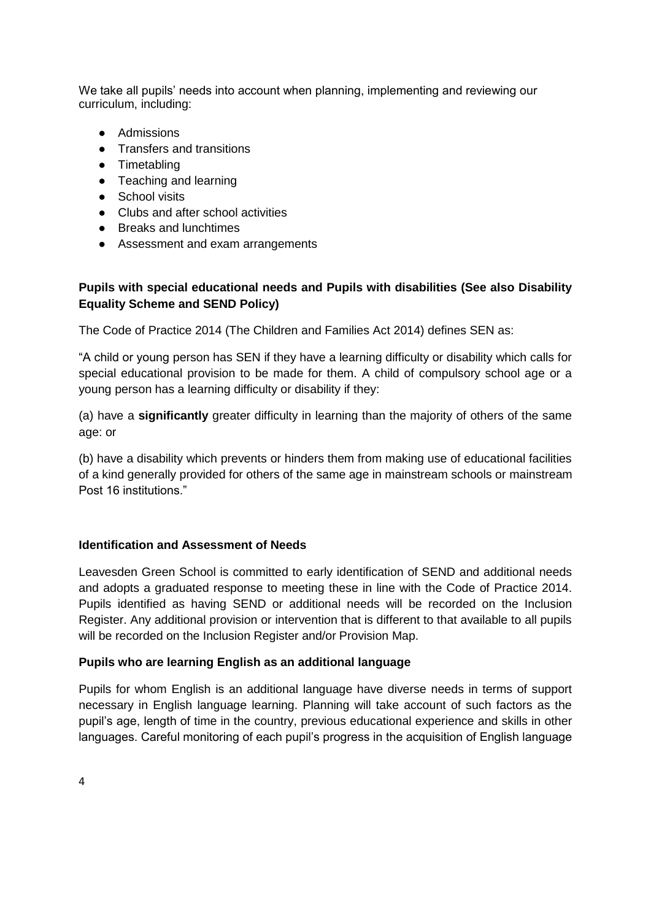We take all pupils' needs into account when planning, implementing and reviewing our curriculum, including:

- Admissions
- Transfers and transitions
- Timetabling
- Teaching and learning
- School visits
- Clubs and after school activities
- Breaks and lunchtimes
- Assessment and exam arrangements

**Pupils with special educational needs and Pupils with disabilities (See also Disability Equality Scheme and SEND Policy)**

The Code of Practice 2014 (The Children and Families Act 2014) defines SEN as:

"A child or young person has SEN if they have a learning difficulty or disability which calls for special educational provision to be made for them. A child of compulsory school age or a young person has a learning difficulty or disability if they:

(a) have a **significantly** greater difficulty in learning than the majority of others of the same age: or

(b) have a disability which prevents or hinders them from making use of educational facilities of a kind generally provided for others of the same age in mainstream schools or mainstream Post 16 institutions."

**Identification and Assessment of Needs**

Leavesden Green School is committed to early identification of SEND and additional needs and adopts a graduated response to meeting these in line with the Code of Practice 2014. Pupils identified as having SEND or additional needs will be recorded on the Inclusion Register. Any additional provision or intervention that is different to that available to all pupils will be recorded on the Inclusion Register and/or Provision Map.

**Pupils who are learning English as an additional language**

Pupils for whom English is an additional language have diverse needs in terms of support necessary in English language learning. Planning will take account of such factors as the pupil's age, length of time in the country, previous educational experience and skills in other languages. Careful monitoring of each pupil's progress in the acquisition of English language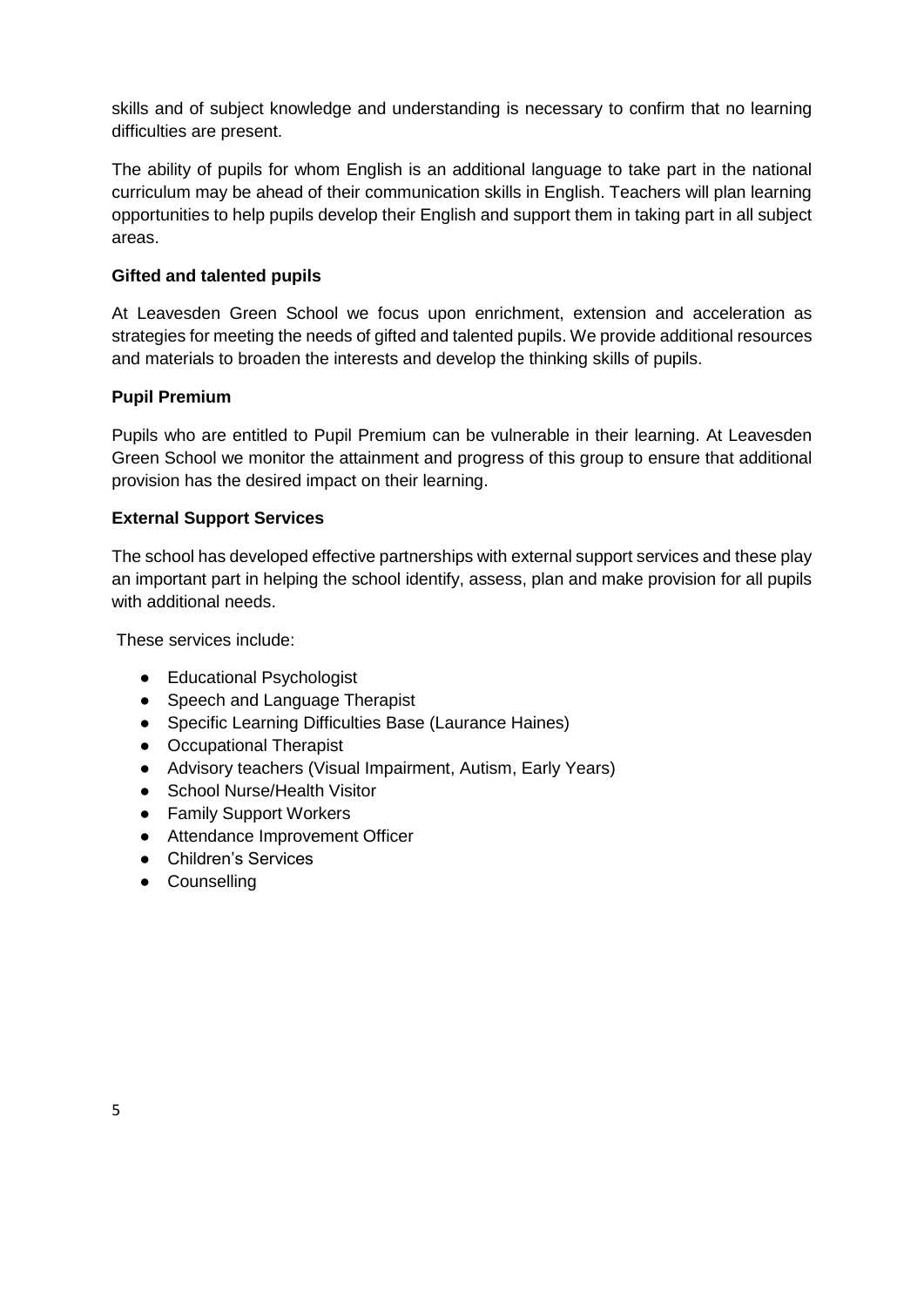skills and of subject knowledge and understanding is necessary to confirm that no learning difficulties are present.

The ability of pupils for whom English is an additional language to take part in the national curriculum may be ahead of their communication skills in English. Teachers will plan learning opportunities to help pupils develop their English and support them in taking part in all subject areas.

**Gifted and talented pupils**

At Leavesden Green School we focus upon enrichment, extension and acceleration as strategies for meeting the needs of gifted and talented pupils. We provide additional resources and materials to broaden the interests and develop the thinking skills of pupils.

**Pupil Premium**

Pupils who are entitled to Pupil Premium can be vulnerable in their learning. At Leavesden Green School we monitor the attainment and progress of this group to ensure that additional provision has the desired impact on their learning.

**External Support Services**

The school has developed effective partnerships with external support services and these play an important part in helping the school identify, assess, plan and make provision for all pupils with additional needs.

These services include:

- Educational Psychologist
- Speech and Language Therapist
- Specific Learning Difficulties Base (Laurance Haines)
- Occupational Therapist
- Advisory teachers (Visual Impairment, Autism, Early Years)
- School Nurse/Health Visitor
- Family Support Workers
- Attendance Improvement Officer
- Children's Services
- Counselling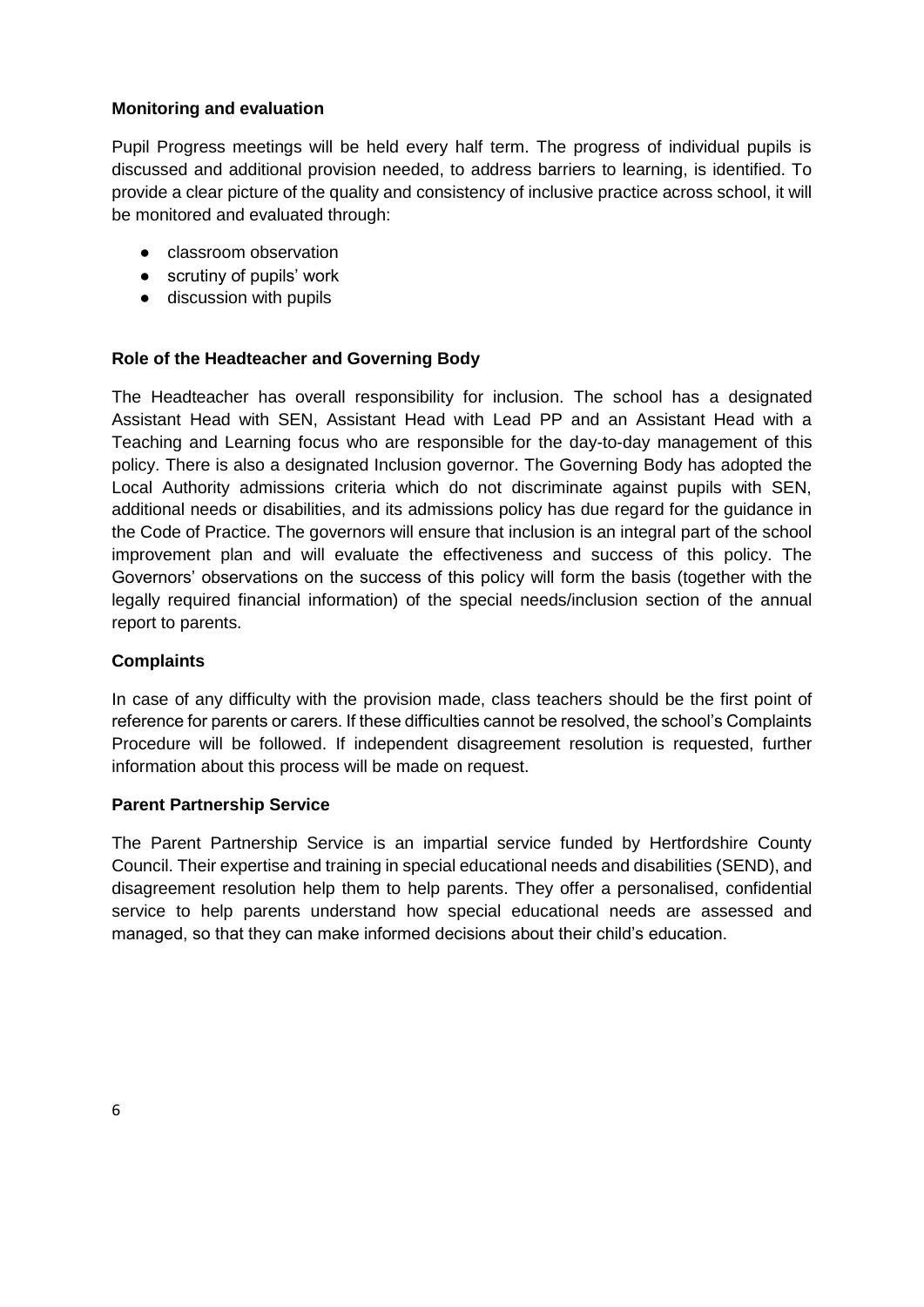**Monitoring and evaluation**

Pupil Progress meetings will be held every half term. The progress of individual pupils is discussed and additional provision needed, to address barriers to learning, is identified. To provide a clear picture of the quality and consistency of inclusive practice across school, it will be monitored and evaluated through:

- classroom observation
- scrutiny of pupils' work
- discussion with pupils

**Role of the Headteacher and Governing Body**

The Headteacher has overall responsibility for inclusion. The school has a designated Assistant Head with SEN, Assistant Head with Lead PP and an Assistant Head with a Teaching and Learning focus who are responsible for the day-to-day management of this policy. There is also a designated Inclusion governor. The Governing Body has adopted the Local Authority admissions criteria which do not discriminate against pupils with SEN, additional needs or disabilities, and its admissions policy has due regard for the guidance in the Code of Practice. The governors will ensure that inclusion is an integral part of the school improvement plan and will evaluate the effectiveness and success of this policy. The Governors' observations on the success of this policy will form the basis (together with the legally required financial information) of the special needs/inclusion section of the annual report to parents.

**Complaints**

In case of any difficulty with the provision made, class teachers should be the first point of reference for parents or carers. If these difficulties cannot be resolved, the school's Complaints Procedure will be followed. If independent disagreement resolution is requested, further information about this process will be made on request.

**Parent Partnership Service**

The Parent Partnership Service is an impartial service funded by Hertfordshire County Council. Their expertise and training in special educational needs and disabilities (SEND), and disagreement resolution help them to help parents. They offer a personalised, confidential service to help parents understand how special educational needs are assessed and managed, so that they can make informed decisions about their child's education.